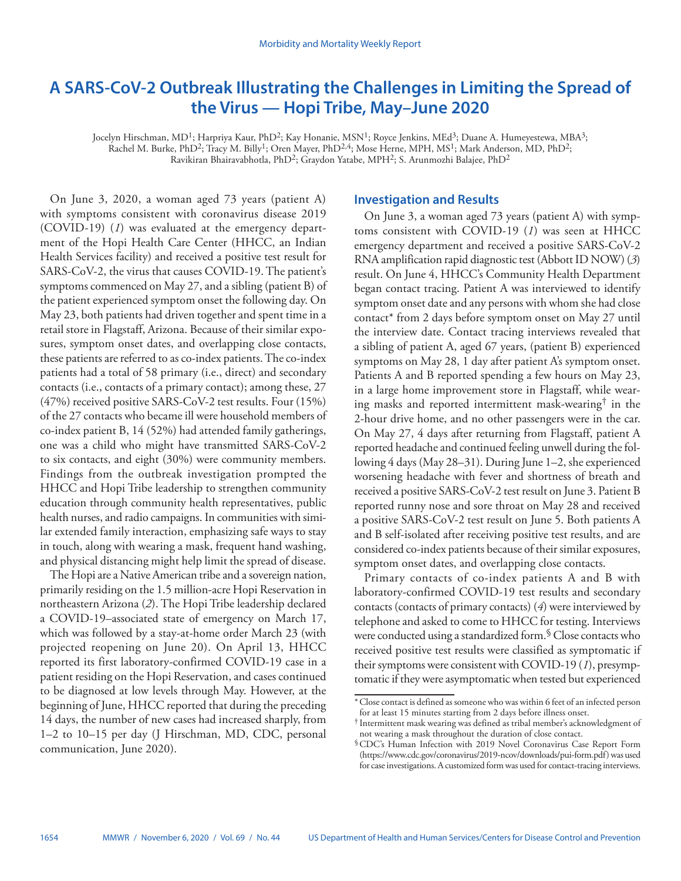# A SARS-CoV-2 Outbreak Illustrating the Challenges in Limiting the Spread of the Virus — Hopi Tribe, May–June 2020

Jocelyn Hirschman, MD[1]; Harpriya Kaur, PhD[2]; Kay Honanie, MSN[1]; Royce Jenkins, MEd[3]; Duane A. Humeyestewa, MBA[3]; Rachel M. Burke, PhD[2]; Tracy M. Billy[1]; Oren Mayer, PhD[2,4]; Mose Herne, MPH, MS[1]; Mark Anderson, MD, PhD[2]; Ravikiran Bhairavabhotla, PhD[2]; Graydon Yatabe, MPH[2]; S. Arunmozhi Balajee, PhD[2]

On June 3, 2020, a woman aged 73 years (patient A) with symptoms consistent with coronavirus disease 2019 (COVID-19) (*1*) was evaluated at the emergency department of the Hopi Health Care Center (HHCC, an Indian Health Services facility) and received a positive test result for SARS-CoV-2, the virus that causes COVID-19. The patient's symptoms commenced on May 27, and a sibling (patient B) of the patient experienced symptom onset the following day. On May 23, both patients had driven together and spent time in a retail store in Flagstaff, Arizona. Because of their similar exposures, symptom onset dates, and overlapping close contacts, these patients are referred to as co-index patients. The co-index patients had a total of 58 primary (i.e., direct) and secondary contacts (i.e., contacts of a primary contact); among these, 27 (47%) received positive SARS-CoV-2 test results. Four (15%) of the 27 contacts who became ill were household members of co-index patient B, 14 (52%) had attended family gatherings, one was a child who might have transmitted SARS-CoV-2 to six contacts, and eight (30%) were community members. Findings from the outbreak investigation prompted the HHCC and Hopi Tribe leadership to strengthen community education through community health representatives, public health nurses, and radio campaigns. In communities with similar extended family interaction, emphasizing safe ways to stay in touch, along with wearing a mask, frequent hand washing, and physical distancing might help limit the spread of disease.

The Hopi are a Native American tribe and a sovereign nation, primarily residing on the 1.5 million-acre Hopi Reservation in northeastern Arizona (*2*). The Hopi Tribe leadership declared a COVID-19–associated state of emergency on March 17, which was followed by a stay-at-home order March 23 (with projected reopening on June 20). On April 13, HHCC reported its first laboratory-confirmed COVID-19 case in a patient residing on the Hopi Reservation, and cases continued to be diagnosed at low levels through May. However, at the beginning of June, HHCC reported that during the preceding 14 days, the number of new cases had increased sharply, from 1–2 to 10–15 per day (J Hirschman, MD, CDC, personal communication, June 2020).

## Investigation and Results

On June 3, a woman aged 73 years (patient A) with symptoms consistent with COVID-19 (*1*) was seen at HHCC emergency department and received a positive SARS-CoV-2 RNA amplification rapid diagnostic test (Abbott ID NOW) (*3*) result. On June 4, HHCC's Community Health Department began contact tracing. Patient A was interviewed to identify symptom onset date and any persons with whom she had close contact* from 2 days before symptom onset on May 27 until the interview date. Contact tracing interviews revealed that a sibling of patient A, aged 67 years, (patient B) experienced symptoms on May 28, 1 day after patient A's symptom onset. Patients A and B reported spending a few hours on May 23, in a large home improvement store in Flagstaff, while wearing masks and reported intermittent mask-wearing† in the 2-hour drive home, and no other passengers were in the car. On May 27, 4 days after returning from Flagstaff, patient A reported headache and continued feeling unwell during the following 4 days (May 28–31). During June 1–2, she experienced worsening headache with fever and shortness of breath and received a positive SARS-CoV-2 test result on June 3. Patient B reported runny nose and sore throat on May 28 and received a positive SARS-CoV-2 test result on June 5. Both patients A and B self-isolated after receiving positive test results, and are considered co-index patients because of their similar exposures, symptom onset dates, and overlapping close contacts.

Primary contacts of co-index patients A and B with laboratory-confirmed COVID-19 test results and secondary contacts (contacts of primary contacts) (*4*) were interviewed by telephone and asked to come to HHCC for testing. Interviews were conducted using a standardized form.§ Close contacts who received positive test results were classified as symptomatic if their symptoms were consistent with COVID-19 (*1*), presymptomatic if they were asymptomatic when tested but experienced

\* Close contact is defined as someone who was within 6 feet of an infected person for at least 15 minutes starting from 2 days before illness onset.

† Intermittent mask wearing was defined as tribal member's acknowledgment of not wearing a mask throughout the duration of close contact.

§ CDC's Human Infection with 2019 Novel Coronavirus Case Report Form (https://www.cdc.gov/coronavirus/2019-ncov/downloads/pui-form.pdf) was used for case investigations. A customized form was used for contact-tracing interviews.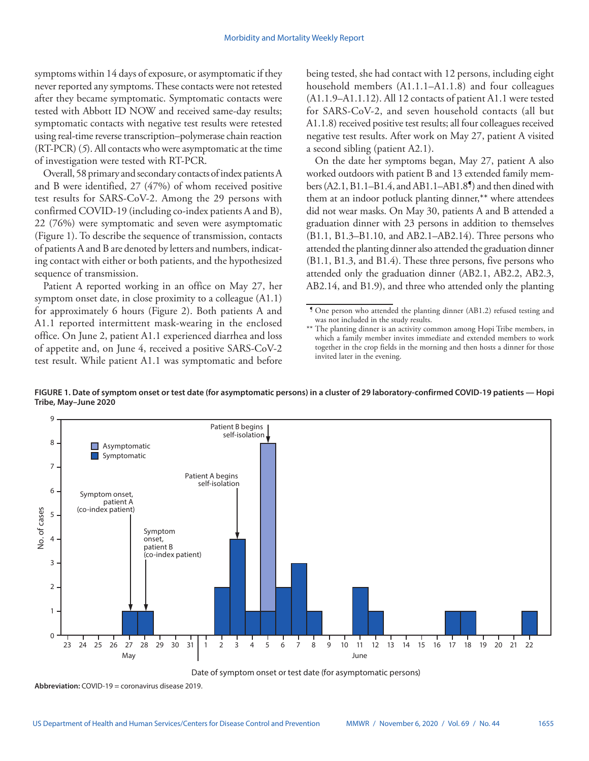symptoms within 14 days of exposure, or asymptomatic if they never reported any symptoms. These contacts were not retested after they became symptomatic. Symptomatic contacts were tested with Abbott ID NOW and received same-day results; symptomatic contacts with negative test results were retested using real-time reverse transcription–polymerase chain reaction (RT-PCR) (*5*). All contacts who were asymptomatic at the time of investigation were tested with RT-PCR.

Overall, 58 primary and secondary contacts of index patients A and B were identified, 27 (47%) of whom received positive test results for SARS-CoV-2. Among the 29 persons with confirmed COVID-19 (including co-index patients A and B), 22 (76%) were symptomatic and seven were asymptomatic (Figure 1). To describe the sequence of transmission, contacts of patients A and B are denoted by letters and numbers, indicating contact with either or both patients, and the hypothesized sequence of transmission.

Patient A reported working in an office on May 27, her symptom onset date, in close proximity to a colleague (A1.1) for approximately 6 hours (Figure 2). Both patients A and A1.1 reported intermittent mask-wearing in the enclosed office. On June 2, patient A1.1 experienced diarrhea and loss of appetite and, on June 4, received a positive SARS-CoV-2 test result. While patient A1.1 was symptomatic and before being tested, she had contact with 12 persons, including eight household members (A1.1.1–A1.1.8) and four colleagues (A1.1.9–A1.1.12). All 12 contacts of patient A1.1 were tested for SARS-CoV-2, and seven household contacts (all but A1.1.8) received positive test results; all four colleagues received negative test results. After work on May 27, patient A visited a second sibling (patient A2.1).

On the date her symptoms began, May 27, patient A also worked outdoors with patient B and 13 extended family members (A2.1, B1.1–B1.4, and AB1.1–AB1.8[¶]) and then dined with them at an indoor potluck planting dinner,[**] where attendees did not wear masks. On May 30, patients A and B attended a graduation dinner with 23 persons in addition to themselves (B1.1, B1.3–B1.10, and AB2.1–AB2.14). Three persons who attended the planting dinner also attended the graduation dinner (B1.1, B1.3, and B1.4). These three persons, five persons who attended only the graduation dinner (AB2.1, AB2.2, AB2.3, AB2.14, and B1.9), and three who attended only the planting

[¶] One person who attended the planting dinner (AB1.2) refused testing and was not included in the study results.

[**] The planting dinner is an activity common among Hopi Tribe members, in which a family member invites immediate and extended members to work together in the crop fields in the morning and then hosts a dinner for those invited later in the evening.

**FIGURE 1. Date of symptom onset or test date (for asymptomatic persons) in a cluster of 29 laboratory-confirmed COVID-19 patients — Hopi Tribe, May–June 2020**

| Date | Symptomatic | Asymptomatic |
|---|---|---|
| May 27 (Symptom onset, patient A, co-index patient) | 1 | 0 |
| May 28 (Symptom onset, patient B, co-index patient) | 1 | 0 |
| June 2 | 2 | 0 |
| June 3 (Patient A begins self-isolation) | 4 | 0 |
| June 4 | 1 | 0 |
| June 5 (Patient B begins self-isolation) | 1 | 7 |
| June 6 | 2 | 0 |
| June 7 | 3 | 0 |
| June 8 | 1 | 0 |
| June 11 | 2 | 0 |
| June 12 | 1 | 0 |
| June 17 | 1 | 0 |
| June 18 | 1 | 0 |
| June 22 | 1 | 0 |

Date of symptom onset or test date (for asymptomatic persons)

**Abbreviation:** COVID-19 = coronavirus disease 2019.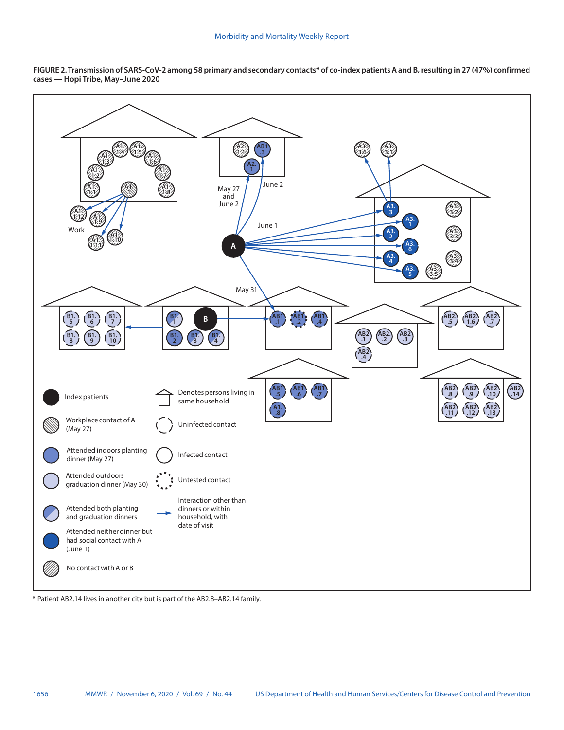**FIGURE 2. Transmission of SARS-CoV-2 among 58 primary and secondary contacts* of co-index patients A and B, resulting in 27 (47%) confirmed cases — Hopi Tribe, May–June 2020**

Index patients

Workplace contact of A (May 27)

Attended indoors planting dinner (May 27)

Attended outdoors graduation dinner (May 30)

Attended both planting and graduation dinners

Attended neither dinner but had social contact with A (June 1)

No contact with A or B

Denotes persons living in same household

Uninfected contact

Infected contact

Untested contact

Interaction other than dinners or within household, with date of visit

\* Patient AB2.14 lives in another city but is part of the AB2.8–AB2.14 family.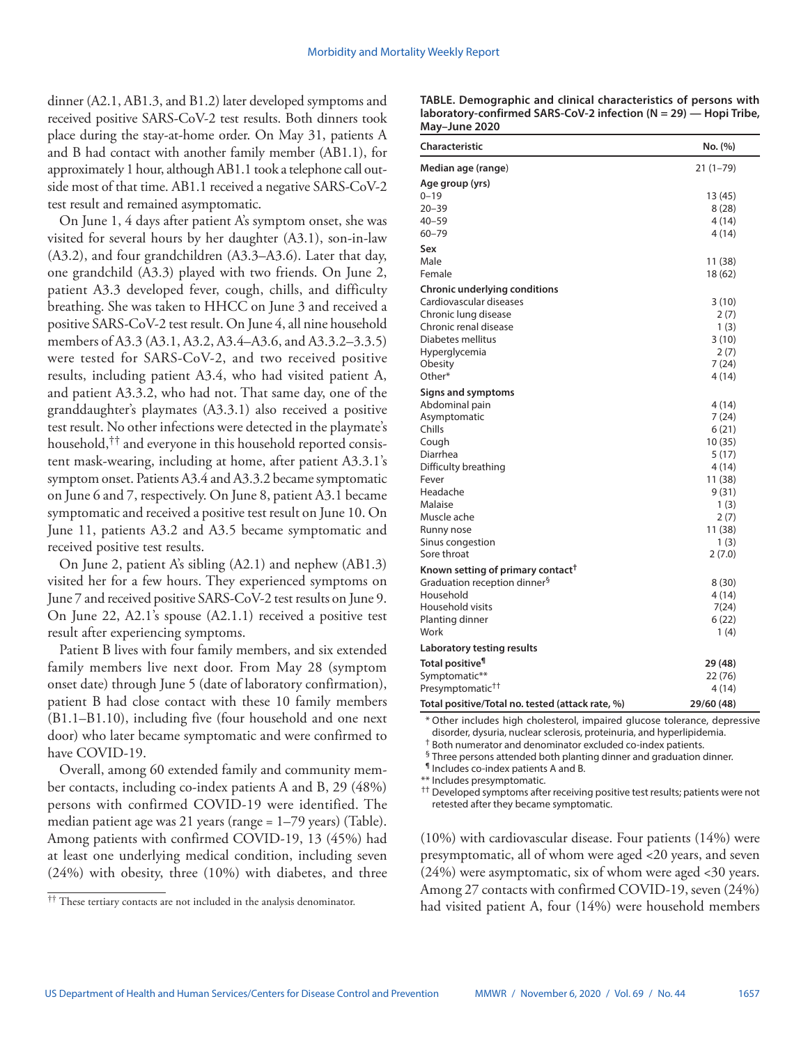dinner (A2.1, AB1.3, and B1.2) later developed symptoms and received positive SARS-CoV-2 test results. Both dinners took place during the stay-at-home order. On May 31, patients A and B had contact with another family member (AB1.1), for approximately 1 hour, although AB1.1 took a telephone call outside most of that time. AB1.1 received a negative SARS-CoV-2 test result and remained asymptomatic.

On June 1, 4 days after patient A's symptom onset, she was visited for several hours by her daughter (A3.1), son-in-law (A3.2), and four grandchildren (A3.3–A3.6). Later that day, one grandchild (A3.3) played with two friends. On June 2, patient A3.3 developed fever, cough, chills, and difficulty breathing. She was taken to HHCC on June 3 and received a positive SARS-CoV-2 test result. On June 4, all nine household members of A3.3 (A3.1, A3.2, A3.4–A3.6, and A3.3.2–3.3.5) were tested for SARS-CoV-2, and two received positive results, including patient A3.4, who had visited patient A, and patient A3.3.2, who had not. That same day, one of the granddaughter's playmates (A3.3.1) also received a positive test result. No other infections were detected in the playmate's household,[††] and everyone in this household reported consistent mask-wearing, including at home, after patient A3.3.1's symptom onset. Patients A3.4 and A3.3.2 became symptomatic on June 6 and 7, respectively. On June 8, patient A3.1 became symptomatic and received a positive test result on June 10. On June 11, patients A3.2 and A3.5 became symptomatic and received positive test results.

On June 2, patient A's sibling (A2.1) and nephew (AB1.3) visited her for a few hours. They experienced symptoms on June 7 and received positive SARS-CoV-2 test results on June 9. On June 22, A2.1's spouse (A2.1.1) received a positive test result after experiencing symptoms.

Patient B lives with four family members, and six extended family members live next door. From May 28 (symptom onset date) through June 5 (date of laboratory confirmation), patient B had close contact with these 10 family members (B1.1–B1.10), including five (four household and one next door) who later became symptomatic and were confirmed to have COVID-19.

Overall, among 60 extended family and community member contacts, including co-index patients A and B, 29 (48%) persons with confirmed COVID-19 were identified. The median patient age was 21 years (range = 1–79 years) (Table). Among patients with confirmed COVID-19, 13 (45%) had at least one underlying medical condition, including seven (24%) with obesity, three (10%) with diabetes, and three (10%) with cardiovascular disease. Four patients (14%) were presymptomatic, all of whom were aged <20 years, and seven (24%) were asymptomatic, six of whom were aged <30 years. Among 27 contacts with confirmed COVID-19, seven (24%) had visited patient A, four (14%) were household members

[††] These tertiary contacts are not included in the analysis denominator.

**TABLE. Demographic and clinical characteristics of persons with laboratory-confirmed SARS-CoV-2 infection (N = 29) — Hopi Tribe, May–June 2020**

| Characteristic | No. (%) |
|---|---|
| **Median age (range)** | 21 (1–79) |
| **Age group (yrs)** | |
| 0–19 | 13 (45) |
| 20–39 | 8 (28) |
| 40–59 | 4 (14) |
| 60–79 | 4 (14) |
| **Sex** | |
| Male | 11 (38) |
| Female | 18 (62) |
| **Chronic underlying conditions** | |
| Cardiovascular diseases | 3 (10) |
| Chronic lung disease | 2 (7) |
| Chronic renal disease | 1 (3) |
| Diabetes mellitus | 3 (10) |
| Hyperglycemia | 2 (7) |
| Obesity | 7 (24) |
| Other* | 4 (14) |
| **Signs and symptoms** | |
| Abdominal pain | 4 (14) |
| Asymptomatic | 7 (24) |
| Chills | 6 (21) |
| Cough | 10 (35) |
| Diarrhea | 5 (17) |
| Difficulty breathing | 4 (14) |
| Fever | 11 (38) |
| Headache | 9 (31) |
| Malaise | 1 (3) |
| Muscle ache | 2 (7) |
| Runny nose | 11 (38) |
| Sinus congestion | 1 (3) |
| Sore throat | 2 (7.0) |
| **Known setting of primary contact†** | |
| Graduation reception dinner§ | 8 (30) |
| Household | 4 (14) |
| Household visits | 7(24) |
| Planting dinner | 6 (22) |
| Work | 1 (4) |
| **Laboratory testing results** | |
| **Total positive¶** | **29 (48)** |
| Symptomatic** | 22 (76) |
| Presymptomatic†† | 4 (14) |
| **Total positive/Total no. tested (attack rate, %)** | **29/60 (48)** |

\* Other includes high cholesterol, impaired glucose tolerance, depressive disorder, dysuria, nuclear sclerosis, proteinuria, and hyperlipidemia.
† Both numerator and denominator excluded co-index patients.
§ Three persons attended both planting dinner and graduation dinner.
¶ Includes co-index patients A and B.
** Includes presymptomatic.
†† Developed symptoms after receiving positive test results; patients were not retested after they became symptomatic.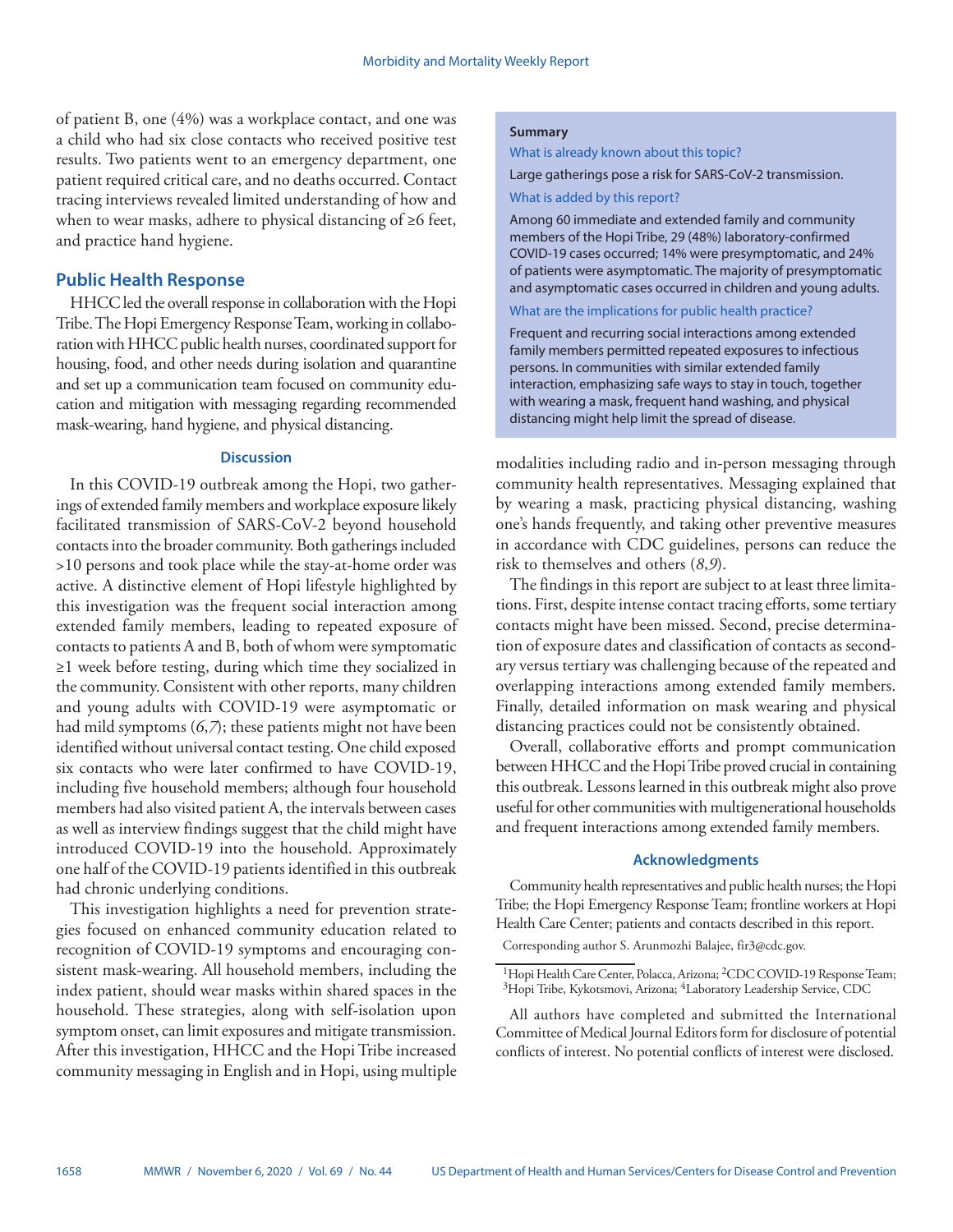of patient B, one (4%) was a workplace contact, and one was a child who had six close contacts who received positive test results. Two patients went to an emergency department, one patient required critical care, and no deaths occurred. Contact tracing interviews revealed limited understanding of how and when to wear masks, adhere to physical distancing of ≥6 feet, and practice hand hygiene.

## Public Health Response

HHCC led the overall response in collaboration with the Hopi Tribe. The Hopi Emergency Response Team, working in collaboration with HHCC public health nurses, coordinated support for housing, food, and other needs during isolation and quarantine and set up a communication team focused on community education and mitigation with messaging regarding recommended mask-wearing, hand hygiene, and physical distancing.

### Discussion

In this COVID-19 outbreak among the Hopi, two gatherings of extended family members and workplace exposure likely facilitated transmission of SARS-CoV-2 beyond household contacts into the broader community. Both gatherings included >10 persons and took place while the stay-at-home order was active. A distinctive element of Hopi lifestyle highlighted by this investigation was the frequent social interaction among extended family members, leading to repeated exposure of contacts to patients A and B, both of whom were symptomatic ≥1 week before testing, during which time they socialized in the community. Consistent with other reports, many children and young adults with COVID-19 were asymptomatic or had mild symptoms (*6*,*7*); these patients might not have been identified without universal contact testing. One child exposed six contacts who were later confirmed to have COVID-19, including five household members; although four household members had also visited patient A, the intervals between cases as well as interview findings suggest that the child might have introduced COVID-19 into the household. Approximately one half of the COVID-19 patients identified in this outbreak had chronic underlying conditions.

This investigation highlights a need for prevention strategies focused on enhanced community education related to recognition of COVID-19 symptoms and encouraging consistent mask-wearing. All household members, including the index patient, should wear masks within shared spaces in the household. These strategies, along with self-isolation upon symptom onset, can limit exposures and mitigate transmission. After this investigation, HHCC and the Hopi Tribe increased community messaging in English and in Hopi, using multiple modalities including radio and in-person messaging through community health representatives. Messaging explained that by wearing a mask, practicing physical distancing, washing one's hands frequently, and taking other preventive measures in accordance with CDC guidelines, persons can reduce the risk to themselves and others (*8*,*9*).

The findings in this report are subject to at least three limitations. First, despite intense contact tracing efforts, some tertiary contacts might have been missed. Second, precise determination of exposure dates and classification of contacts as secondary versus tertiary was challenging because of the repeated and overlapping interactions among extended family members. Finally, detailed information on mask wearing and physical distancing practices could not be consistently obtained.

Overall, collaborative efforts and prompt communication between HHCC and the Hopi Tribe proved crucial in containing this outbreak. Lessons learned in this outbreak might also prove useful for other communities with multigenerational households and frequent interactions among extended family members.

**Summary**

What is already known about this topic?

Large gatherings pose a risk for SARS-CoV-2 transmission.

What is added by this report?

Among 60 immediate and extended family and community members of the Hopi Tribe, 29 (48%) laboratory-confirmed COVID-19 cases occurred; 14% were presymptomatic, and 24% of patients were asymptomatic. The majority of presymptomatic and asymptomatic cases occurred in children and young adults.

What are the implications for public health practice?

Frequent and recurring social interactions among extended family members permitted repeated exposures to infectious persons. In communities with similar extended family interaction, emphasizing safe ways to stay in touch, together with wearing a mask, frequent hand washing, and physical distancing might help limit the spread of disease.

### Acknowledgments

Community health representatives and public health nurses; the Hopi Tribe; the Hopi Emergency Response Team; frontline workers at Hopi Health Care Center; patients and contacts described in this report.

Corresponding author S. Arunmozhi Balajee, fir3@cdc.gov.

[1]Hopi Health Care Center, Polacca, Arizona; [2]CDC COVID-19 Response Team; [3]Hopi Tribe, Kykotsmovi, Arizona; [4]Laboratory Leadership Service, CDC

All authors have completed and submitted the International Committee of Medical Journal Editors form for disclosure of potential conflicts of interest. No potential conflicts of interest were disclosed.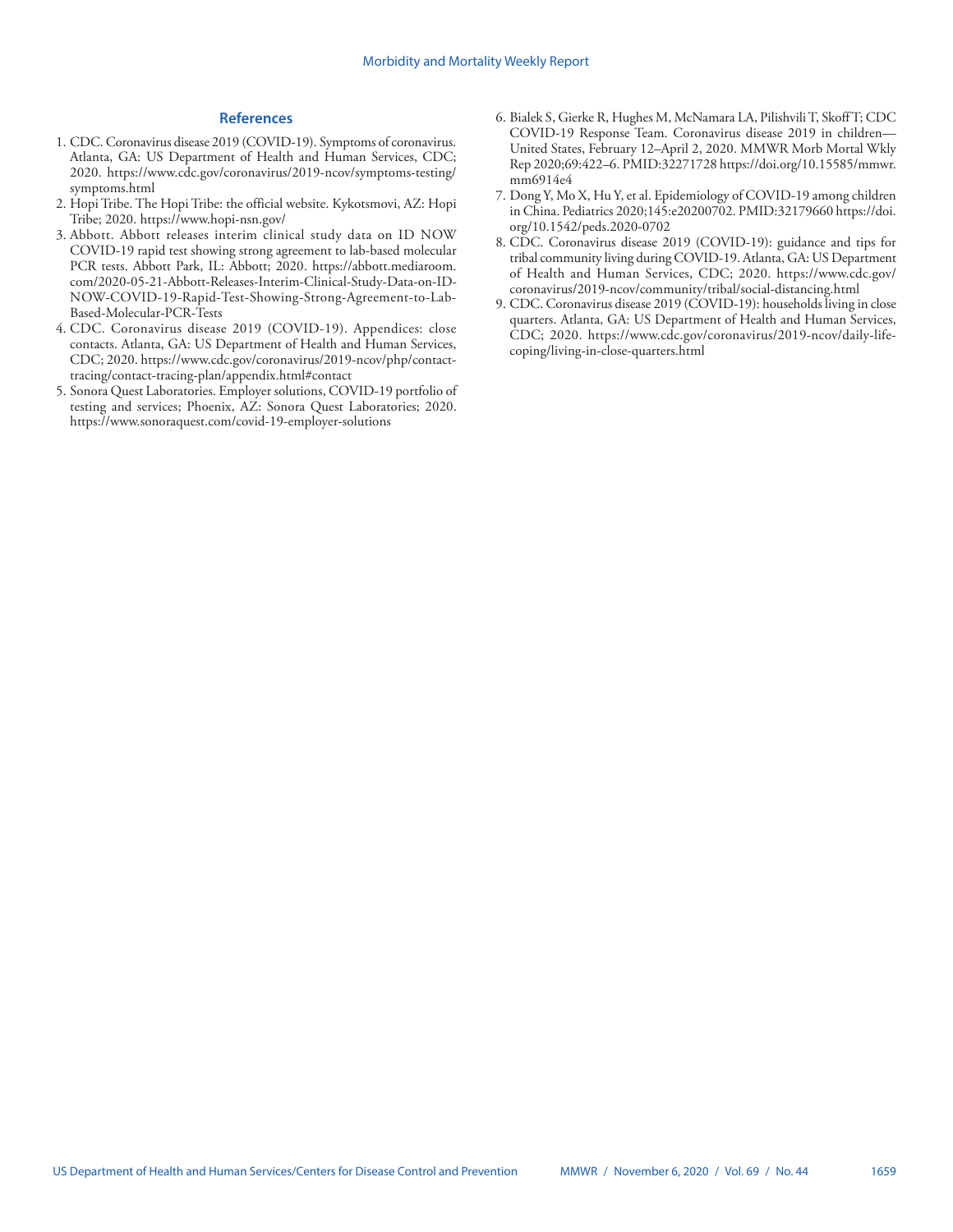## References

1. CDC. Coronavirus disease 2019 (COVID-19). Symptoms of coronavirus. Atlanta, GA: US Department of Health and Human Services, CDC; 2020. https://www.cdc.gov/coronavirus/2019-ncov/symptoms-testing/symptoms.html
2. Hopi Tribe. The Hopi Tribe: the official website. Kykotsmovi, AZ: Hopi Tribe; 2020. https://www.hopi-nsn.gov/
3. Abbott. Abbott releases interim clinical study data on ID NOW COVID-19 rapid test showing strong agreement to lab-based molecular PCR tests. Abbott Park, IL: Abbott; 2020. https://abbott.mediaroom.com/2020-05-21-Abbott-Releases-Interim-Clinical-Study-Data-on-ID-NOW-COVID-19-Rapid-Test-Showing-Strong-Agreement-to-Lab-Based-Molecular-PCR-Tests
4. CDC. Coronavirus disease 2019 (COVID-19). Appendices: close contacts. Atlanta, GA: US Department of Health and Human Services, CDC; 2020. https://www.cdc.gov/coronavirus/2019-ncov/php/contact-tracing/contact-tracing-plan/appendix.html#contact
5. Sonora Quest Laboratories. Employer solutions, COVID-19 portfolio of testing and services; Phoenix, AZ: Sonora Quest Laboratories; 2020. https://www.sonoraquest.com/covid-19-employer-solutions
6. Bialek S, Gierke R, Hughes M, McNamara LA, Pilishvili T, Skoff T; CDC COVID-19 Response Team. Coronavirus disease 2019 in children—United States, February 12–April 2, 2020. MMWR Morb Mortal Wkly Rep 2020;69:422–6. PMID:32271728 https://doi.org/10.15585/mmwr.mm6914e4
7. Dong Y, Mo X, Hu Y, et al. Epidemiology of COVID-19 among children in China. Pediatrics 2020;145:e20200702. PMID:32179660 https://doi.org/10.1542/peds.2020-0702
8. CDC. Coronavirus disease 2019 (COVID-19): guidance and tips for tribal community living during COVID-19. Atlanta, GA: US Department of Health and Human Services, CDC; 2020. https://www.cdc.gov/coronavirus/2019-ncov/community/tribal/social-distancing.html
9. CDC. Coronavirus disease 2019 (COVID-19): households living in close quarters. Atlanta, GA: US Department of Health and Human Services, CDC; 2020. https://www.cdc.gov/coronavirus/2019-ncov/daily-life-coping/living-in-close-quarters.html